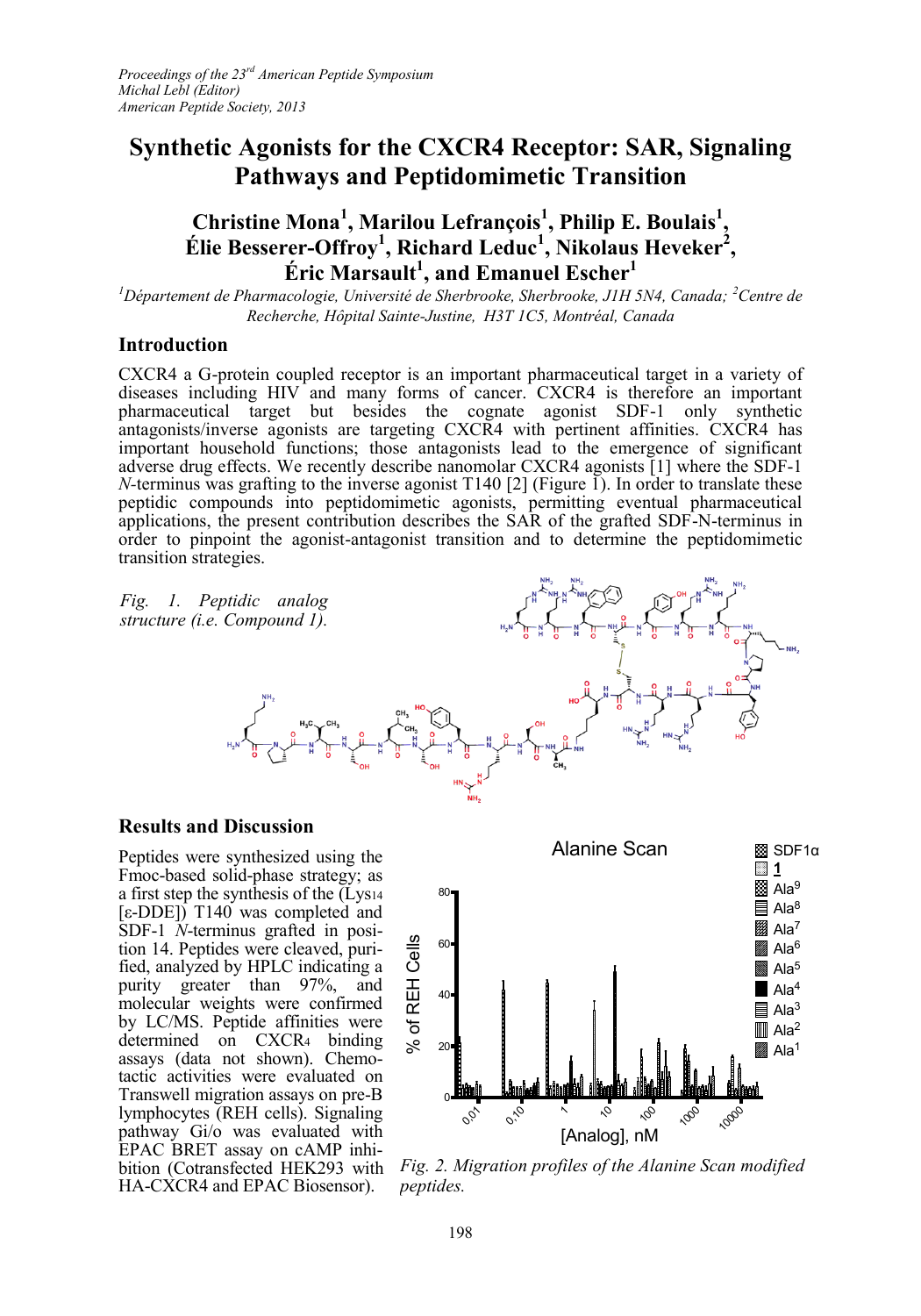# Synthetic Agonists for the CXCR4 Receptor: SAR, Signaling Pathways and Peptidomimetic Transition

**Christine Mona[1], Marilou Lefrançois[1], Philip E. Boulais[1], Élie Besserer-Offroy[1], Richard Leduc[1], Nikolaus Heveker[2], Éric Marsault[1], and Emanuel Escher[1]**

*[1]Département de Pharmacologie, Université de Sherbrooke, Sherbrooke, J1H 5N4, Canada; [2]Centre de Recherche, Hôpital Sainte-Justine, H3T 1C5, Montréal, Canada*

## Introduction

CXCR4 a G-protein coupled receptor is an important pharmaceutical target in a variety of diseases including HIV and many forms of cancer. CXCR4 is therefore an important pharmaceutical target but besides the cognate agonist SDF-1 only synthetic antagonists/inverse agonists are targeting CXCR4 with pertinent affinities. CXCR4 has important household functions; those antagonists lead to the emergence of significant adverse drug effects. We recently describe nanomolar CXCR4 agonists [1] where the SDF-1 *N*-terminus was grafting to the inverse agonist T140 [2] (Figure 1). In order to translate these peptidic compounds into peptidomimetic agonists, permitting eventual pharmaceutical applications, the present contribution describes the SAR of the grafted SDF-N-terminus in order to pinpoint the agonist-antagonist transition and to determine the peptidomimetic transition strategies.

*Fig. 1. Peptidic analog structure (i.e. Compound 1).*

## Results and Discussion

Peptides were synthesized using the Fmoc-based solid-phase strategy; as a first step the synthesis of the (Lys14 [ε-DDE]) T140 was completed and SDF-1 *N*-terminus grafted in position 14. Peptides were cleaved, purified, analyzed by HPLC indicating a purity greater than 97%, and molecular weights were confirmed by LC/MS. Peptide affinities were determined on $CXCR_4$ binding assays (data not shown). Chemotactic activities were evaluated on Transwell migration assays on pre-B lymphocytes (REH cells). Signaling pathway Gi/o was evaluated with EPAC BRET assay on cAMP inhibition (Cotransfected HEK293 with HA-CXCR4 and EPAC Biosensor).

*Fig. 2. Migration profiles of the Alanine Scan modified peptides.*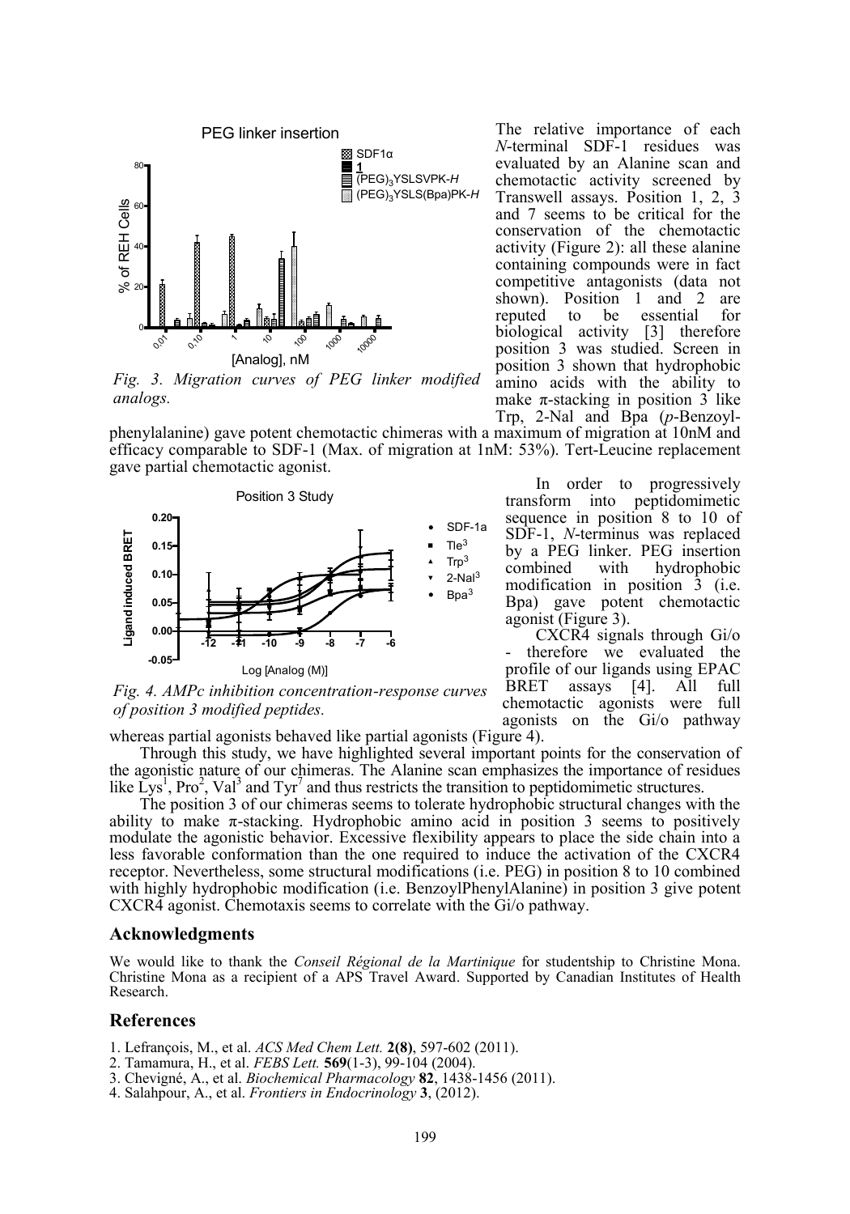PEG linker insertion

SDF1α
1
(PEG)$_3$YSLSVPK-*H*
(PEG)$_3$YSLS(Bpa)PK-*H*

% of REH Cells

80
60
40
20
0

0.01
0.10
1
10
100
1000
10000

[Analog], nM

*Fig. 3. Migration curves of PEG linker modified analogs.*

The relative importance of each *N*-terminal SDF-1 residues was evaluated by an Alanine scan and chemotactic activity screened by Transwell assays. Position 1, 2, 3 and 7 seems to be critical for the conservation of the chemotactic activity (Figure 2): all these alanine containing compounds were in fact competitive antagonists (data not shown). Position 1 and 2 are reputed to be essential for biological activity [3] therefore position 3 was studied. Screen in position 3 shown that hydrophobic amino acids with the ability to make π-stacking in position 3 like Trp, 2-Nal and Bpa (*p*-Benzoyl-phenylalanine) gave potent chemotactic chimeras with a maximum of migration at 10nM and efficacy comparable to SDF-1 (Max. of migration at 1nM: 53%). Tert-Leucine replacement gave partial chemotactic agonist.

Position 3 Study

Ligand induced BRET

0.20
0.15
0.10
0.05
0.00
-0.05

-12
-11
-10
-9
-8
-7
-6

Log [Analog (M)]

SDF-1a
Tle$^3$
Trp$^3$
2-Nal$^3$
Bpa$^3$

*Fig. 4. AMPc inhibition concentration-response curves of position 3 modified peptides.*

In order to progressively transform into peptidomimetic sequence in position 8 to 10 of SDF-1, *N*-terminus was replaced by a PEG linker. PEG insertion combined with hydrophobic modification in position 3 (i.e. Bpa) gave potent chemotactic agonist (Figure 3).

CXCR4 signals through Gi/o - therefore we evaluated the profile of our ligands using EPAC BRET assays [4]. All full chemotactic agonists were full agonists on the Gi/o pathway whereas partial agonists behaved like partial agonists (Figure 4).

Through this study, we have highlighted several important points for the conservation of the agonistic nature of our chimeras. The Alanine scan emphasizes the importance of residues like Lys[1], Pro[2], Val[3] and Tyr[7] and thus restricts the transition to peptidomimetic structures.

The position 3 of our chimeras seems to tolerate hydrophobic structural changes with the ability to make π-stacking. Hydrophobic amino acid in position 3 seems to positively modulate the agonistic behavior. Excessive flexibility appears to place the side chain into a less favorable conformation than the one required to induce the activation of the CXCR4 receptor. Nevertheless, some structural modifications (i.e. PEG) in position 8 to 10 combined with highly hydrophobic modification (i.e. BenzoylPhenylAlanine) in position 3 give potent CXCR4 agonist. Chemotaxis seems to correlate with the Gi/o pathway.

## Acknowledgments

We would like to thank the *Conseil Régional de la Martinique* for studentship to Christine Mona. Christine Mona as a recipient of a APS Travel Award. Supported by Canadian Institutes of Health Research.

## References

1. Lefrançois, M., et al. *ACS Med Chem Lett.* **2(8)**, 597-602 (2011).
2. Tamamura, H., et al. *FEBS Lett.* **569**(1-3), 99-104 (2004).
3. Chevigné, A., et al. *Biochemical Pharmacology* **82**, 1438-1456 (2011).
4. Salahpour, A., et al. *Frontiers in Endocrinology* **3**, (2012).